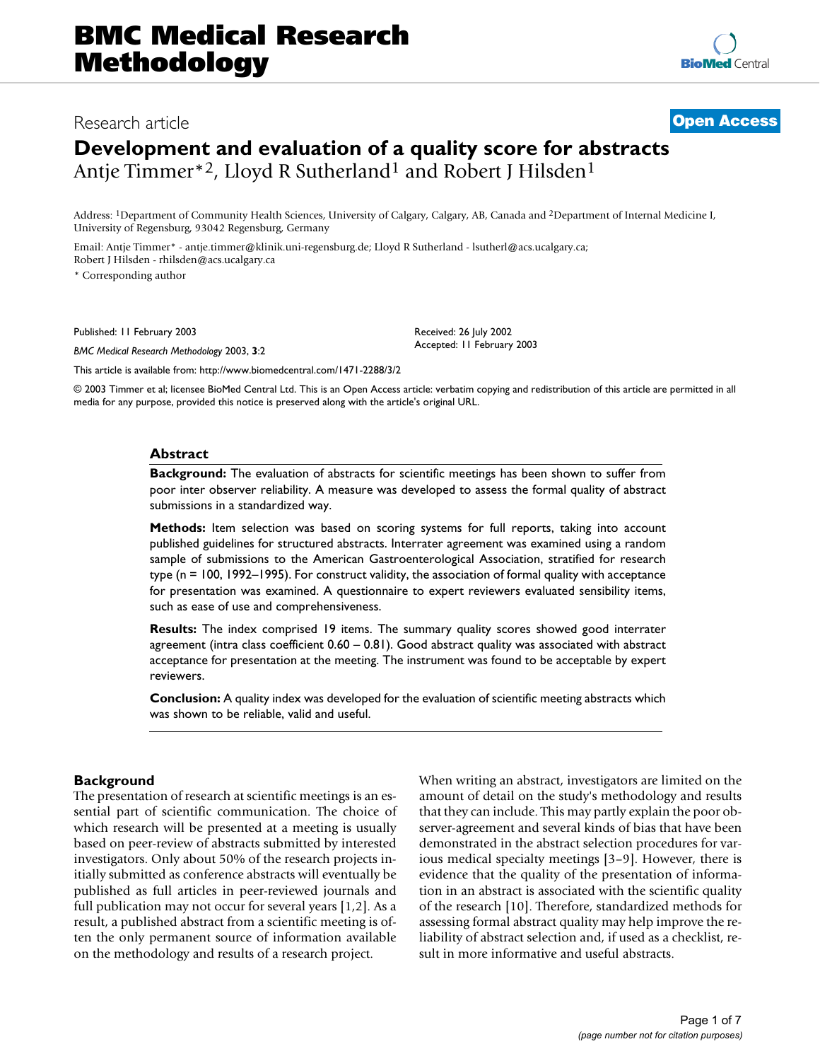# Development and evaluation of a quality score for abstracts

Antje Timmer*[2], Lloyd R Sutherland[1] and Robert J Hilsden[1]

Address: [1]Department of Community Health Sciences, University of Calgary, Calgary, AB, Canada and [2]Department of Internal Medicine I, University of Regensburg, 93042 Regensburg, Germany

Email: Antje Timmer* - antje.timmer@klinik.uni-regensburg.de; Lloyd R Sutherland - lsutherl@acs.ucalgary.ca; Robert J Hilsden - rhilsden@acs.ucalgary.ca

\* Corresponding author

Published: 11 February 2003

*BMC Medical Research Methodology* 2003, **3**:2

Received: 26 July 2002
Accepted: 11 February 2003

This article is available from: http://www.biomedcentral.com/1471-2288/3/2

© 2003 Timmer et al; licensee BioMed Central Ltd. This is an Open Access article: verbatim copying and redistribution of this article are permitted in all media for any purpose, provided this notice is preserved along with the article's original URL.

## Abstract

**Background:** The evaluation of abstracts for scientific meetings has been shown to suffer from poor inter observer reliability. A measure was developed to assess the formal quality of abstract submissions in a standardized way.

**Methods:** Item selection was based on scoring systems for full reports, taking into account published guidelines for structured abstracts. Interrater agreement was examined using a random sample of submissions to the American Gastroenterological Association, stratified for research type (n = 100, 1992–1995). For construct validity, the association of formal quality with acceptance for presentation was examined. A questionnaire to expert reviewers evaluated sensibility items, such as ease of use and comprehensiveness.

**Results:** The index comprised 19 items. The summary quality scores showed good interrater agreement (intra class coefficient 0.60 – 0.81). Good abstract quality was associated with abstract acceptance for presentation at the meeting. The instrument was found to be acceptable by expert reviewers.

**Conclusion:** A quality index was developed for the evaluation of scientific meeting abstracts which was shown to be reliable, valid and useful.

## Background

The presentation of research at scientific meetings is an essential part of scientific communication. The choice of which research will be presented at a meeting is usually based on peer-review of abstracts submitted by interested investigators. Only about 50% of the research projects initially submitted as conference abstracts will eventually be published as full articles in peer-reviewed journals and full publication may not occur for several years [1,2]. As a result, a published abstract from a scientific meeting is often the only permanent source of information available on the methodology and results of a research project.

When writing an abstract, investigators are limited on the amount of detail on the study's methodology and results that they can include. This may partly explain the poor observer-agreement and several kinds of bias that have been demonstrated in the abstract selection procedures for various medical specialty meetings [3–9]. However, there is evidence that the quality of the presentation of information in an abstract is associated with the scientific quality of the research [10]. Therefore, standardized methods for assessing formal abstract quality may help improve the reliability of abstract selection and, if used as a checklist, result in more informative and useful abstracts.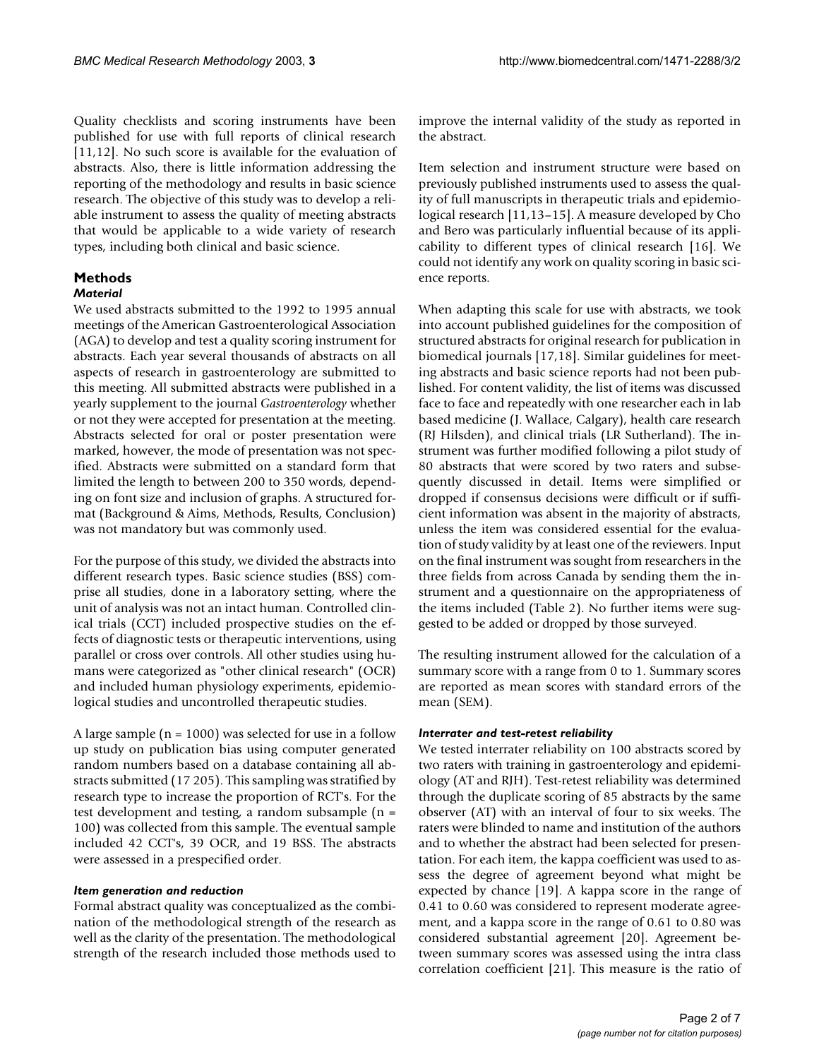Quality checklists and scoring instruments have been published for use with full reports of clinical research [11,12]. No such score is available for the evaluation of abstracts. Also, there is little information addressing the reporting of the methodology and results in basic science research. The objective of this study was to develop a reliable instrument to assess the quality of meeting abstracts that would be applicable to a wide variety of research types, including both clinical and basic science.

## Methods

### *Material*

We used abstracts submitted to the 1992 to 1995 annual meetings of the American Gastroenterological Association (AGA) to develop and test a quality scoring instrument for abstracts. Each year several thousands of abstracts on all aspects of research in gastroenterology are submitted to this meeting. All submitted abstracts were published in a yearly supplement to the journal *Gastroenterology* whether or not they were accepted for presentation at the meeting. Abstracts selected for oral or poster presentation were marked, however, the mode of presentation was not specified. Abstracts were submitted on a standard form that limited the length to between 200 to 350 words, depending on font size and inclusion of graphs. A structured format (Background & Aims, Methods, Results, Conclusion) was not mandatory but was commonly used.

For the purpose of this study, we divided the abstracts into different research types. Basic science studies (BSS) comprise all studies, done in a laboratory setting, where the unit of analysis was not an intact human. Controlled clinical trials (CCT) included prospective studies on the effects of diagnostic tests or therapeutic interventions, using parallel or cross over controls. All other studies using humans were categorized as "other clinical research" (OCR) and included human physiology experiments, epidemiological studies and uncontrolled therapeutic studies.

A large sample (n = 1000) was selected for use in a follow up study on publication bias using computer generated random numbers based on a database containing all abstracts submitted (17 205). This sampling was stratified by research type to increase the proportion of RCT's. For the test development and testing, a random subsample (n = 100) was collected from this sample. The eventual sample included 42 CCT's, 39 OCR, and 19 BSS. The abstracts were assessed in a prespecified order.

### *Item generation and reduction*

Formal abstract quality was conceptualized as the combination of the methodological strength of the research as well as the clarity of the presentation. The methodological strength of the research included those methods used to improve the internal validity of the study as reported in the abstract.

Item selection and instrument structure were based on previously published instruments used to assess the quality of full manuscripts in therapeutic trials and epidemiological research [11,13–15]. A measure developed by Cho and Bero was particularly influential because of its applicability to different types of clinical research [16]. We could not identify any work on quality scoring in basic science reports.

When adapting this scale for use with abstracts, we took into account published guidelines for the composition of structured abstracts for original research for publication in biomedical journals [17,18]. Similar guidelines for meeting abstracts and basic science reports had not been published. For content validity, the list of items was discussed face to face and repeatedly with one researcher each in lab based medicine (J. Wallace, Calgary), health care research (RJ Hilsden), and clinical trials (LR Sutherland). The instrument was further modified following a pilot study of 80 abstracts that were scored by two raters and subsequently discussed in detail. Items were simplified or dropped if consensus decisions were difficult or if sufficient information was absent in the majority of abstracts, unless the item was considered essential for the evaluation of study validity by at least one of the reviewers. Input on the final instrument was sought from researchers in the three fields from across Canada by sending them the instrument and a questionnaire on the appropriateness of the items included (Table 2). No further items were suggested to be added or dropped by those surveyed.

The resulting instrument allowed for the calculation of a summary score with a range from 0 to 1. Summary scores are reported as mean scores with standard errors of the mean (SEM).

### *Interrater and test-retest reliability*

We tested interrater reliability on 100 abstracts scored by two raters with training in gastroenterology and epidemiology (AT and RJH). Test-retest reliability was determined through the duplicate scoring of 85 abstracts by the same observer (AT) with an interval of four to six weeks. The raters were blinded to name and institution of the authors and to whether the abstract had been selected for presentation. For each item, the kappa coefficient was used to assess the degree of agreement beyond what might be expected by chance [19]. A kappa score in the range of 0.41 to 0.60 was considered to represent moderate agreement, and a kappa score in the range of 0.61 to 0.80 was considered substantial agreement [20]. Agreement between summary scores was assessed using the intra class correlation coefficient [21]. This measure is the ratio of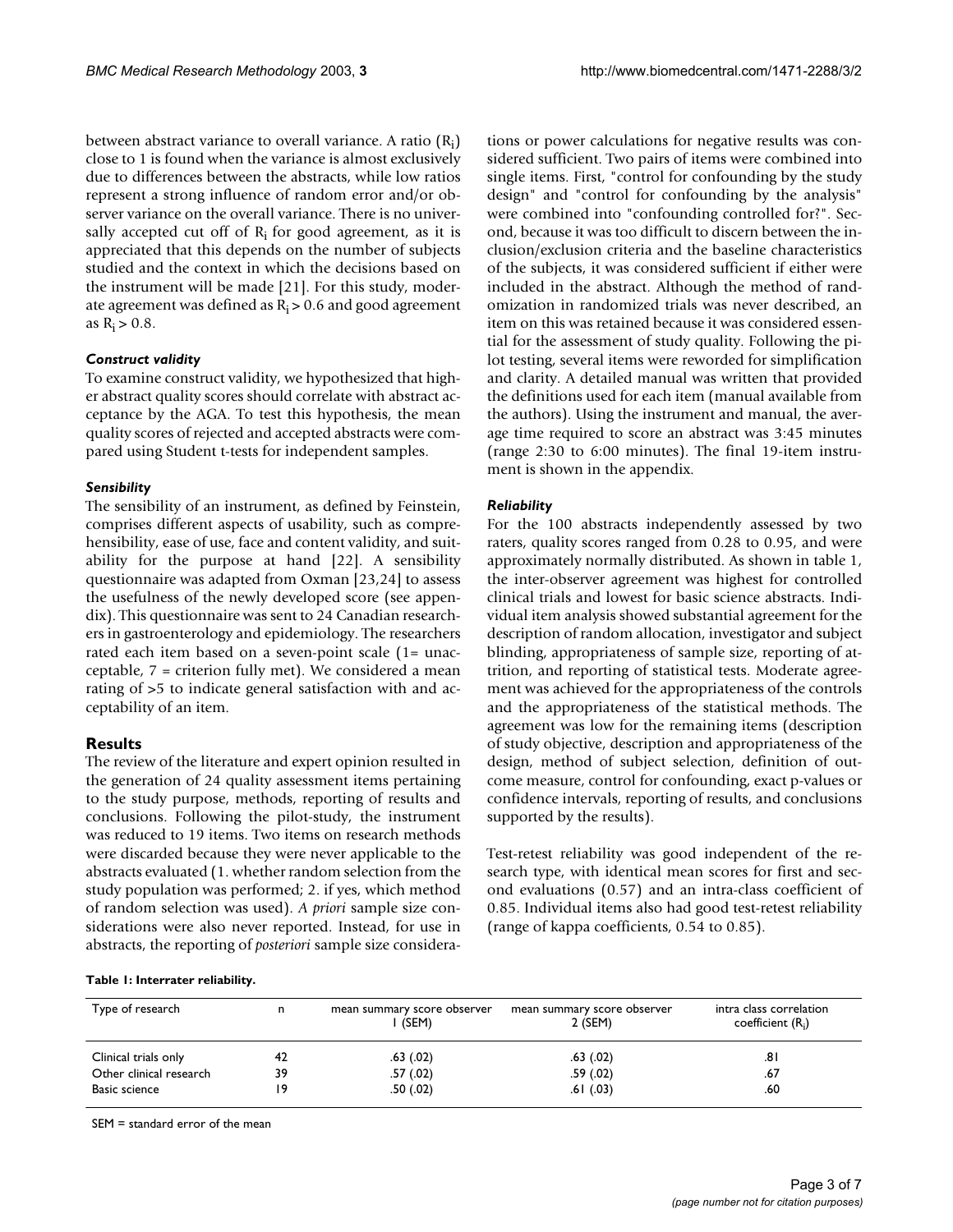between abstract variance to overall variance. A ratio ($R_i$) close to 1 is found when the variance is almost exclusively due to differences between the abstracts, while low ratios represent a strong influence of random error and/or observer variance on the overall variance. There is no universally accepted cut off of $R_i$ for good agreement, as it is appreciated that this depends on the number of subjects studied and the context in which the decisions based on the instrument will be made [21]. For this study, moderate agreement was defined as $R_i > 0.6$ and good agreement as $R_i > 0.8$.

### *Construct validity*

To examine construct validity, we hypothesized that higher abstract quality scores should correlate with abstract acceptance by the AGA. To test this hypothesis, the mean quality scores of rejected and accepted abstracts were compared using Student t-tests for independent samples.

### *Sensibility*

The sensibility of an instrument, as defined by Feinstein, comprises different aspects of usability, such as comprehensibility, ease of use, face and content validity, and suitability for the purpose at hand [22]. A sensibility questionnaire was adapted from Oxman [23,24] to assess the usefulness of the newly developed score (see appendix). This questionnaire was sent to 24 Canadian researchers in gastroenterology and epidemiology. The researchers rated each item based on a seven-point scale (1= unacceptable, 7 = criterion fully met). We considered a mean rating of >5 to indicate general satisfaction with and acceptability of an item.

## Results

The review of the literature and expert opinion resulted in the generation of 24 quality assessment items pertaining to the study purpose, methods, reporting of results and conclusions. Following the pilot-study, the instrument was reduced to 19 items. Two items on research methods were discarded because they were never applicable to the abstracts evaluated (1. whether random selection from the study population was performed; 2. if yes, which method of random selection was used). *A priori* sample size considerations were also never reported. Instead, for use in abstracts, the reporting of *posteriori* sample size considerations or power calculations for negative results was considered sufficient. Two pairs of items were combined into single items. First, "control for confounding by the study design" and "control for confounding by the analysis" were combined into "confounding controlled for?". Second, because it was too difficult to discern between the inclusion/exclusion criteria and the baseline characteristics of the subjects, it was considered sufficient if either were included in the abstract. Although the method of randomization in randomized trials was never described, an item on this was retained because it was considered essential for the assessment of study quality. Following the pilot testing, several items were reworded for simplification and clarity. A detailed manual was written that provided the definitions used for each item (manual available from the authors). Using the instrument and manual, the average time required to score an abstract was 3:45 minutes (range 2:30 to 6:00 minutes). The final 19-item instrument is shown in the appendix.

### *Reliability*

For the 100 abstracts independently assessed by two raters, quality scores ranged from 0.28 to 0.95, and were approximately normally distributed. As shown in table 1, the inter-observer agreement was highest for controlled clinical trials and lowest for basic science abstracts. Individual item analysis showed substantial agreement for the description of random allocation, investigator and subject blinding, appropriateness of sample size, reporting of attrition, and reporting of statistical tests. Moderate agreement was achieved for the appropriateness of the controls and the appropriateness of the statistical methods. The agreement was low for the remaining items (description of study objective, description and appropriateness of the design, method of subject selection, definition of outcome measure, control for confounding, exact p-values or confidence intervals, reporting of results, and conclusions supported by the results).

Test-retest reliability was good independent of the research type, with identical mean scores for first and second evaluations (0.57) and an intra-class coefficient of 0.85. Individual items also had good test-retest reliability (range of kappa coefficients, 0.54 to 0.85).

**Table 1: Interrater reliability.**

| Type of research | n | mean summary score observer 1 (SEM) | mean summary score observer 2 (SEM) | intra class correlation coefficient ($R_i$) |
|---|---|---|---|---|
| Clinical trials only | 42 | .63 (.02) | .63 (.02) | .81 |
| Other clinical research | 39 | .57 (.02) | .59 (.02) | .67 |
| Basic science | 19 | .50 (.02) | .61 (.03) | .60 |

SEM = standard error of the mean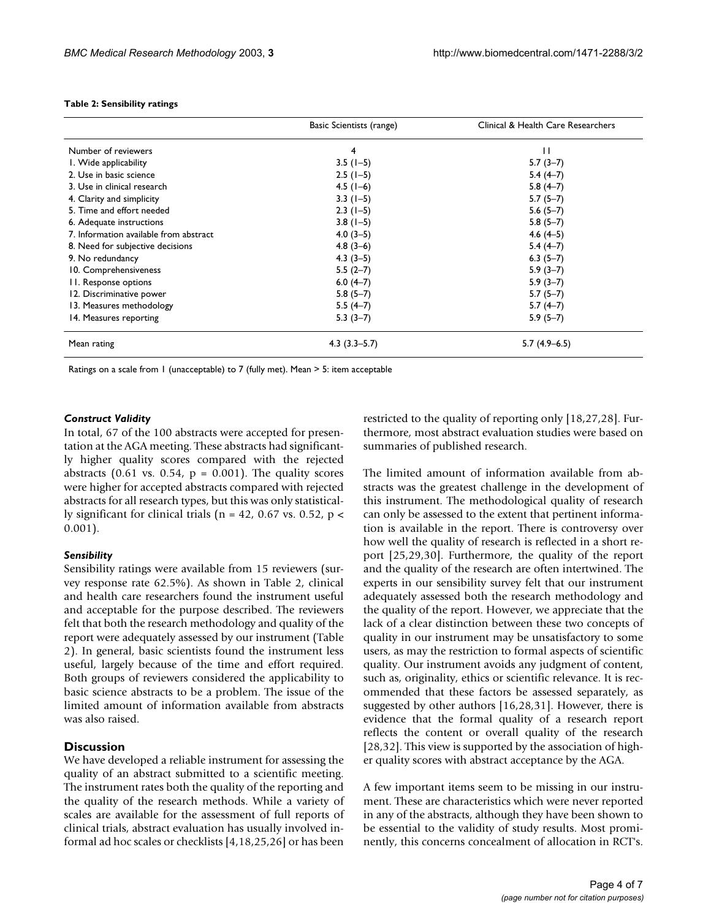**Table 2: Sensibility ratings**

| | Basic Scientists (range) | Clinical & Health Care Researchers |
|---|---|---|
| Number of reviewers | 4 | 11 |
| 1. Wide applicability | 3.5 (1–5) | 5.7 (3–7) |
| 2. Use in basic science | 2.5 (1–5) | 5.4 (4–7) |
| 3. Use in clinical research | 4.5 (1–6) | 5.8 (4–7) |
| 4. Clarity and simplicity | 3.3 (1–5) | 5.7 (5–7) |
| 5. Time and effort needed | 2.3 (1–5) | 5.6 (5–7) |
| 6. Adequate instructions | 3.8 (1–5) | 5.8 (5–7) |
| 7. Information available from abstract | 4.0 (3–5) | 4.6 (4–5) |
| 8. Need for subjective decisions | 4.8 (3–6) | 5.4 (4–7) |
| 9. No redundancy | 4.3 (3–5) | 6.3 (5–7) |
| 10. Comprehensiveness | 5.5 (2–7) | 5.9 (3–7) |
| 11. Response options | 6.0 (4–7) | 5.9 (3–7) |
| 12. Discriminative power | 5.8 (5–7) | 5.7 (5–7) |
| 13. Measures methodology | 5.5 (4–7) | 5.7 (4–7) |
| 14. Measures reporting | 5.3 (3–7) | 5.9 (5–7) |
| Mean rating | 4.3 (3.3–5.7) | 5.7 (4.9–6.5) |

Ratings on a scale from 1 (unacceptable) to 7 (fully met). Mean > 5: item acceptable

### *Construct Validity*

In total, 67 of the 100 abstracts were accepted for presentation at the AGA meeting. These abstracts had significantly higher quality scores compared with the rejected abstracts (0.61 vs. 0.54, $p = 0.001$). The quality scores were higher for accepted abstracts compared with rejected abstracts for all research types, but this was only statistically significant for clinical trials ($n = 42$, 0.67 vs. 0.52, $p < 0.001$).

### *Sensibility*

Sensibility ratings were available from 15 reviewers (survey response rate 62.5%). As shown in Table 2, clinical and health care researchers found the instrument useful and acceptable for the purpose described. The reviewers felt that both the research methodology and quality of the report were adequately assessed by our instrument (Table 2). In general, basic scientists found the instrument less useful, largely because of the time and effort required. Both groups of reviewers considered the applicability to basic science abstracts to be a problem. The issue of the limited amount of information available from abstracts was also raised.

## Discussion

We have developed a reliable instrument for assessing the quality of an abstract submitted to a scientific meeting. The instrument rates both the quality of the reporting and the quality of the research methods. While a variety of scales are available for the assessment of full reports of clinical trials, abstract evaluation has usually involved informal ad hoc scales or checklists [4,18,25,26] or has been restricted to the quality of reporting only [18,27,28]. Furthermore, most abstract evaluation studies were based on summaries of published research.

The limited amount of information available from abstracts was the greatest challenge in the development of this instrument. The methodological quality of research can only be assessed to the extent that pertinent information is available in the report. There is controversy over how well the quality of research is reflected in a short report [25,29,30]. Furthermore, the quality of the report and the quality of the research are often intertwined. The experts in our sensibility survey felt that our instrument adequately assessed both the research methodology and the quality of the report. However, we appreciate that the lack of a clear distinction between these two concepts of quality in our instrument may be unsatisfactory to some users, as may the restriction to formal aspects of scientific quality. Our instrument avoids any judgment of content, such as, originality, ethics or scientific relevance. It is recommended that these factors be assessed separately, as suggested by other authors [16,28,31]. However, there is evidence that the formal quality of a research report reflects the content or overall quality of the research [28,32]. This view is supported by the association of higher quality scores with abstract acceptance by the AGA.

A few important items seem to be missing in our instrument. These are characteristics which were never reported in any of the abstracts, although they have been shown to be essential to the validity of study results. Most prominently, this concerns concealment of allocation in RCT's.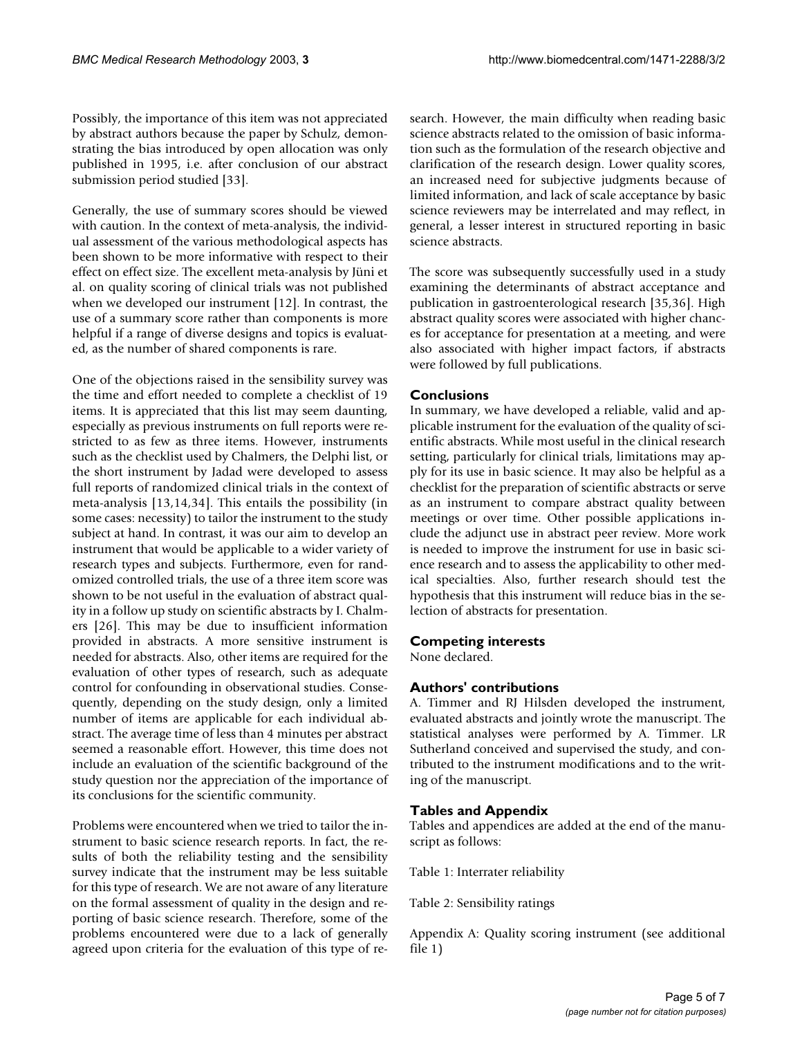Possibly, the importance of this item was not appreciated by abstract authors because the paper by Schulz, demonstrating the bias introduced by open allocation was only published in 1995, i.e. after conclusion of our abstract submission period studied [33].

Generally, the use of summary scores should be viewed with caution. In the context of meta-analysis, the individual assessment of the various methodological aspects has been shown to be more informative with respect to their effect on effect size. The excellent meta-analysis by Jüni et al. on quality scoring of clinical trials was not published when we developed our instrument [12]. In contrast, the use of a summary score rather than components is more helpful if a range of diverse designs and topics is evaluated, as the number of shared components is rare.

One of the objections raised in the sensibility survey was the time and effort needed to complete a checklist of 19 items. It is appreciated that this list may seem daunting, especially as previous instruments on full reports were restricted to as few as three items. However, instruments such as the checklist used by Chalmers, the Delphi list, or the short instrument by Jadad were developed to assess full reports of randomized clinical trials in the context of meta-analysis [13,14,34]. This entails the possibility (in some cases: necessity) to tailor the instrument to the study subject at hand. In contrast, it was our aim to develop an instrument that would be applicable to a wider variety of research types and subjects. Furthermore, even for randomized controlled trials, the use of a three item score was shown to be not useful in the evaluation of abstract quality in a follow up study on scientific abstracts by I. Chalmers [26]. This may be due to insufficient information provided in abstracts. A more sensitive instrument is needed for abstracts. Also, other items are required for the evaluation of other types of research, such as adequate control for confounding in observational studies. Consequently, depending on the study design, only a limited number of items are applicable for each individual abstract. The average time of less than 4 minutes per abstract seemed a reasonable effort. However, this time does not include an evaluation of the scientific background of the study question nor the appreciation of the importance of its conclusions for the scientific community.

Problems were encountered when we tried to tailor the instrument to basic science research reports. In fact, the results of both the reliability testing and the sensibility survey indicate that the instrument may be less suitable for this type of research. We are not aware of any literature on the formal assessment of quality in the design and reporting of basic science research. Therefore, some of the problems encountered were due to a lack of generally agreed upon criteria for the evaluation of this type of research. However, the main difficulty when reading basic science abstracts related to the omission of basic information such as the formulation of the research objective and clarification of the research design. Lower quality scores, an increased need for subjective judgments because of limited information, and lack of scale acceptance by basic science reviewers may be interrelated and may reflect, in general, a lesser interest in structured reporting in basic science abstracts.

The score was subsequently successfully used in a study examining the determinants of abstract acceptance and publication in gastroenterological research [35,36]. High abstract quality scores were associated with higher chances for acceptance for presentation at a meeting, and were also associated with higher impact factors, if abstracts were followed by full publications.

## Conclusions

In summary, we have developed a reliable, valid and applicable instrument for the evaluation of the quality of scientific abstracts. While most useful in the clinical research setting, particularly for clinical trials, limitations may apply for its use in basic science. It may also be helpful as a checklist for the preparation of scientific abstracts or serve as an instrument to compare abstract quality between meetings or over time. Other possible applications include the adjunct use in abstract peer review. More work is needed to improve the instrument for use in basic science research and to assess the applicability to other medical specialties. Also, further research should test the hypothesis that this instrument will reduce bias in the selection of abstracts for presentation.

## Competing interests

None declared.

## Authors' contributions

A. Timmer and RJ Hilsden developed the instrument, evaluated abstracts and jointly wrote the manuscript. The statistical analyses were performed by A. Timmer. LR Sutherland conceived and supervised the study, and contributed to the instrument modifications and to the writing of the manuscript.

## Tables and Appendix

Tables and appendices are added at the end of the manuscript as follows:

Table 1: Interrater reliability

Table 2: Sensibility ratings

Appendix A: Quality scoring instrument (see additional file 1)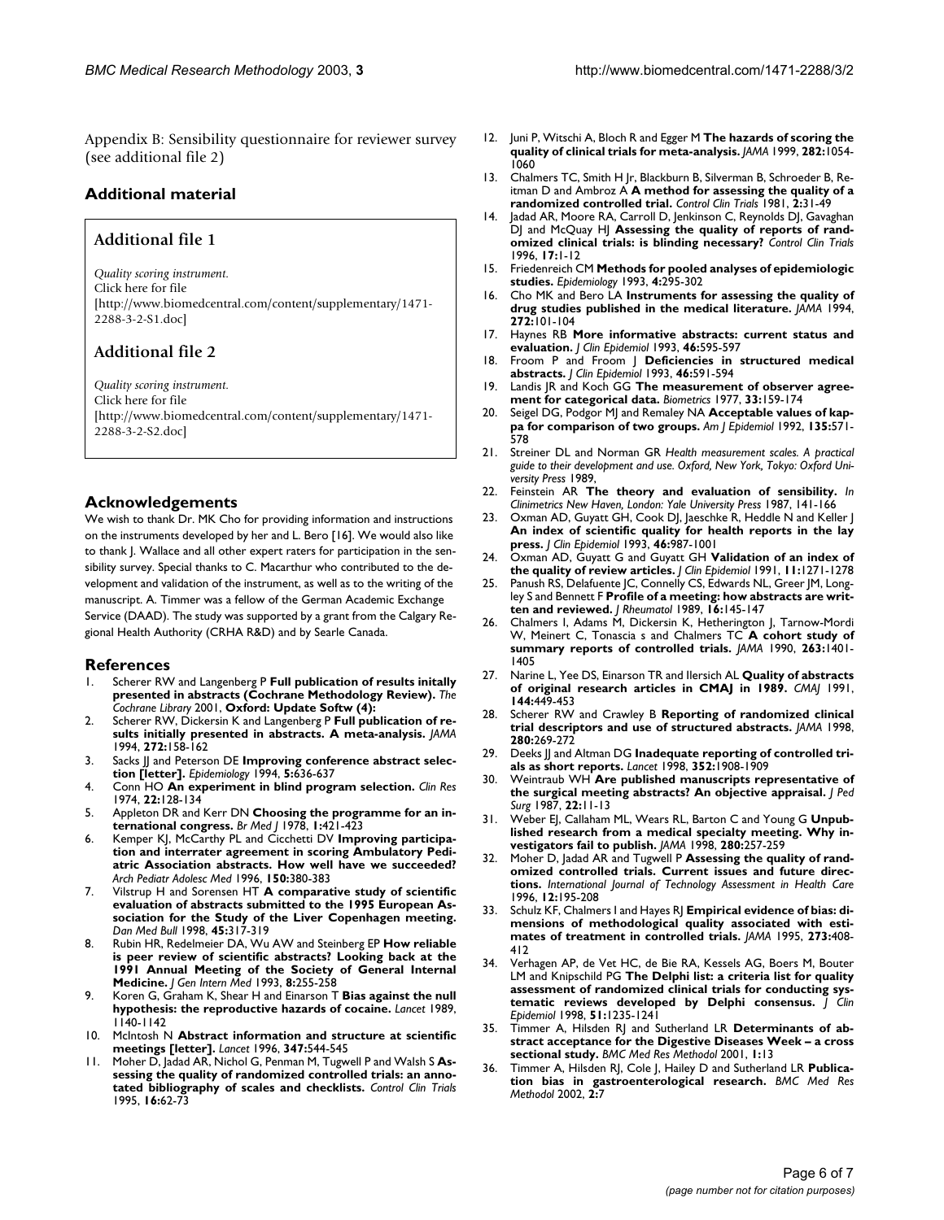Appendix B: Sensibility questionnaire for reviewer survey (see additional file 2)

## Additional material

### Additional file 1

*Quality scoring instrument.*
Click here for file
[http://www.biomedcentral.com/content/supplementary/1471-2288-3-2-S1.doc]

### Additional file 2

*Quality scoring instrument.*
Click here for file
[http://www.biomedcentral.com/content/supplementary/1471-2288-3-2-S2.doc]

## Acknowledgements

We wish to thank Dr. MK Cho for providing information and instructions on the instruments developed by her and L. Bero [16]. We would also like to thank J. Wallace and all other expert raters for participation in the sensibility survey. Special thanks to C. Macarthur who contributed to the development and validation of the instrument, as well as to the writing of the manuscript. A. Timmer was a fellow of the German Academic Exchange Service (DAAD). The study was supported by a grant from the Calgary Regional Health Authority (CRHA R&D) and by Searle Canada.

## References

1. Scherer RW and Langenberg P **Full publication of results initally presented in abstracts (Cochrane Methodology Review).** *The Cochrane Library* 2001, **Oxford: Update Softw (4):**
2. Scherer RW, Dickersin K and Langenberg P **Full publication of results initially presented in abstracts. A meta-analysis.** *JAMA* 1994, **272:**158-162
3. Sacks JJ and Peterson DE **Improving conference abstract selection [letter].** *Epidemiology* 1994, **5:**636-637
4. Conn HO **An experiment in blind program selection.** *Clin Res* 1974, **22:**128-134
5. Appleton DR and Kerr DN **Choosing the programme for an international congress.** *Br Med J* 1978, **1:**421-423
6. Kemper KJ, McCarthy PL and Cicchetti DV **Improving participation and interrater agreement in scoring Ambulatory Pediatric Association abstracts. How well have we succeeded?** *Arch Pediatr Adolesc Med* 1996, **150:**380-383
7. Vilstrup H and Sorensen HT **A comparative study of scientific evaluation of abstracts submitted to the 1995 European Association for the Study of the Liver Copenhagen meeting.** *Dan Med Bull* 1998, **45:**317-319
8. Rubin HR, Redelmeier DA, Wu AW and Steinberg EP **How reliable is peer review of scientific abstracts? Looking back at the 1991 Annual Meeting of the Society of General Internal Medicine.** *J Gen Intern Med* 1993, **8:**255-258
9. Koren G, Graham K, Shear H and Einarson T **Bias against the null hypothesis: the reproductive hazards of cocaine.** *Lancet* 1989, 1140-1142
10. McIntosh N **Abstract information and structure at scientific meetings [letter].** *Lancet* 1996, **347:**544-545
11. Moher D, Jadad AR, Nichol G, Penman M, Tugwell P and Walsh S **Assessing the quality of randomized controlled trials: an annotated bibliography of scales and checklists.** *Control Clin Trials* 1995, **16:**62-73
12. Juni P, Witschi A, Bloch R and Egger M **The hazards of scoring the quality of clinical trials for meta-analysis.** *JAMA* 1999, **282:**1054-1060
13. Chalmers TC, Smith H Jr, Blackburn B, Silverman B, Schroeder B, Reitman D and Ambroz A **A method for assessing the quality of a randomized controlled trial.** *Control Clin Trials* 1981, **2:**31-49
14. Jadad AR, Moore RA, Carroll D, Jenkinson C, Reynolds DJ, Gavaghan DJ and McQuay HJ **Assessing the quality of reports of randomized clinical trials: is blinding necessary?** *Control Clin Trials* 1996, **17:**1-12
15. Friedenreich CM **Methods for pooled analyses of epidemiologic studies.** *Epidemiology* 1993, **4:**295-302
16. Cho MK and Bero LA **Instruments for assessing the quality of drug studies published in the medical literature.** *JAMA* 1994, **272:**101-104
17. Haynes RB **More informative abstracts: current status and evaluation.** *J Clin Epidemiol* 1993, **46:**595-597
18. Froom P and Froom J **Deficiencies in structured medical abstracts.** *J Clin Epidemiol* 1993, **46:**591-594
19. Landis JR and Koch GG **The measurement of observer agreement for categorical data.** *Biometrics* 1977, **33:**159-174
20. Seigel DG, Podgor MJ and Remaley NA **Acceptable values of kappa for comparison of two groups.** *Am J Epidemiol* 1992, **135:**571-578
21. Streiner DL and Norman GR *Health measurement scales. A practical guide to their development and use. Oxford, New York, Tokyo: Oxford University Press* 1989,
22. Feinstein AR **The theory and evaluation of sensibility.** *In Clinimetrics New Haven, London: Yale University Press* 1987, 141-166
23. Oxman AD, Guyatt GH, Cook DJ, Jaeschke R, Heddle N and Keller J **An index of scientific quality for health reports in the lay press.** *J Clin Epidemiol* 1993, **46:**987-1001
24. Oxman AD, Guyatt G and Guyatt GH **Validation of an index of the quality of review articles.** *J Clin Epidemiol* 1991, **11:**1271-1278
25. Panush RS, Delafuente JC, Connelly CS, Edwards NL, Greer JM, Longley S and Bennett F **Profile of a meeting: how abstracts are written and reviewed.** *J Rheumatol* 1989, **16:**145-147
26. Chalmers I, Adams M, Dickersin K, Hetherington J, Tarnow-Mordi W, Meinert C, Tonascia s and Chalmers TC **A cohort study of summary reports of controlled trials.** *JAMA* 1990, **263:**1401-1405
27. Narine L, Yee DS, Einarson TR and Ilersich AL **Quality of abstracts of original research articles in CMAJ in 1989.** *CMAJ* 1991, **144:**449-453
28. Scherer RW and Crawley B **Reporting of randomized clinical trial descriptors and use of structured abstracts.** *JAMA* 1998, **280:**269-272
29. Deeks JJ and Altman DG **Inadequate reporting of controlled trials as short reports.** *Lancet* 1998, **352:**1908-1909
30. Weintraub WH **Are published manuscripts representative of the surgical meeting abstracts? An objective appraisal.** *J Ped Surg* 1987, **22:**11-13
31. Weber EJ, Callaham ML, Wears RL, Barton C and Young G **Unpublished research from a medical specialty meeting. Why investigators fail to publish.** *JAMA* 1998, **280:**257-259
32. Moher D, Jadad AR and Tugwell P **Assessing the quality of randomized controlled trials. Current issues and future directions.** *International Journal of Technology Assessment in Health Care* 1996, **12:**195-208
33. Schulz KF, Chalmers I and Hayes RJ **Empirical evidence of bias: dimensions of methodological quality associated with estimates of treatment in controlled trials.** *JAMA* 1995, **273:**408-412
34. Verhagen AP, de Vet HC, de Bie RA, Kessels AG, Boers M, Bouter LM and Knipschild PG **The Delphi list: a criteria list for quality assessment of randomized clinical trials for conducting systematic reviews developed by Delphi consensus.** *J Clin Epidemiol* 1998, **51:**1235-1241
35. Timmer A, Hilsden RJ and Sutherland LR **Determinants of abstract acceptance for the Digestive Diseases Week – a cross sectional study.** *BMC Med Res Methodol* 2001, **1:**13
36. Timmer A, Hilsden RJ, Cole J, Hailey D and Sutherland LR **Publication bias in gastroenterological research.** *BMC Med Res Methodol* 2002, **2:**7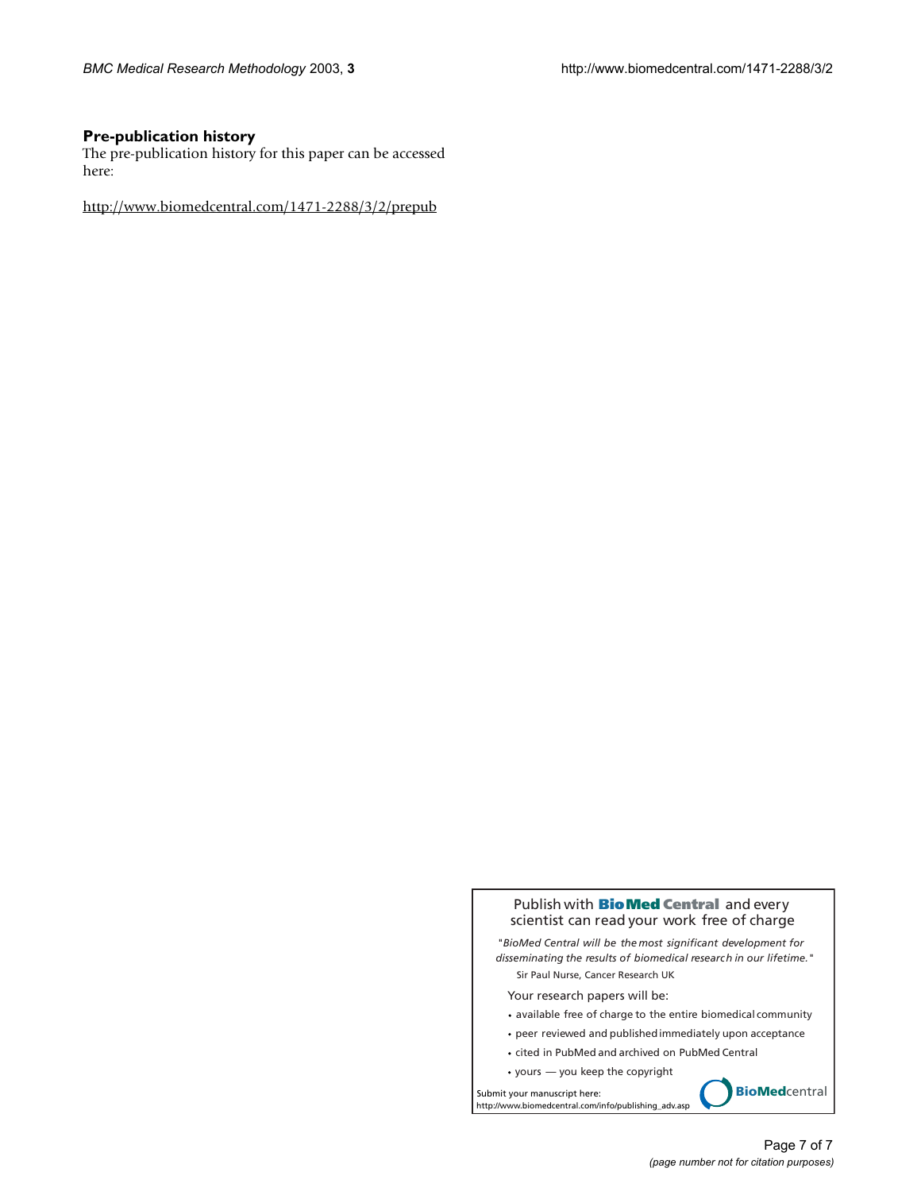### Pre-publication history

The pre-publication history for this paper can be accessed here:

http://www.biomedcentral.com/1471-2288/3/2/prepub

Publish with **BioMed Central** and every scientist can read your work free of charge

*"BioMed Central will be the most significant development for disseminating the results of biomedical research in our lifetime."*

Sir Paul Nurse, Cancer Research UK

Your research papers will be:

- available free of charge to the entire biomedical community
- peer reviewed and published immediately upon acceptance
- cited in PubMed and archived on PubMed Central
- yours — you keep the copyright

Submit your manuscript here:
http://www.biomedcentral.com/info/publishing_adv.asp

**BioMed**central